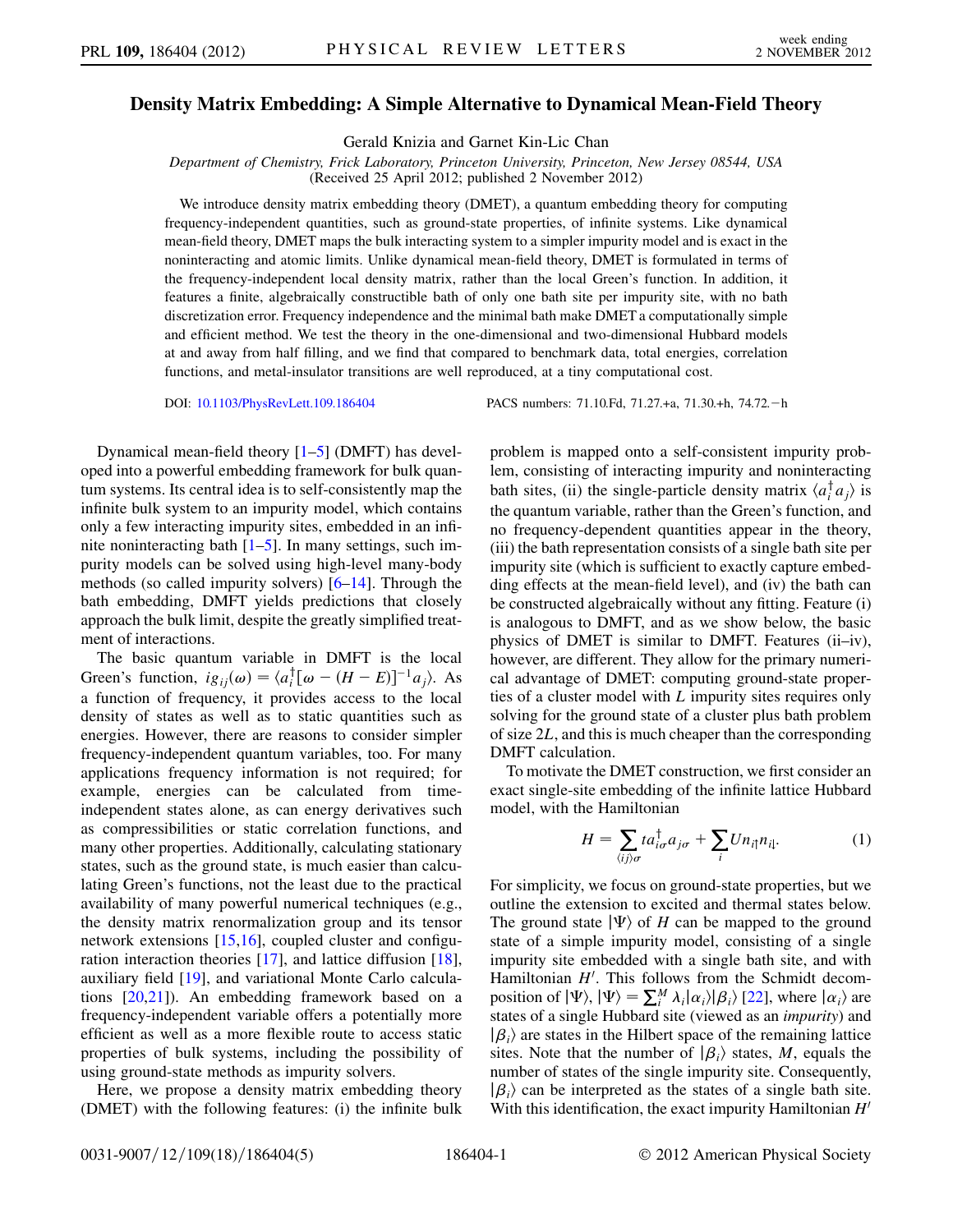# Density Matrix Embedding: A Simple Alternative to Dynamical Mean-Field Theory

Gerald Knizia and Garnet Kin-Lic Chan

*Department of Chemistry, Frick Laboratory, Princeton University, Princeton, New Jersey 08544, USA*
(Received 25 April 2012; published 2 November 2012)

We introduce density matrix embedding theory (DMET), a quantum embedding theory for computing frequency-independent quantities, such as ground-state properties, of infinite systems. Like dynamical mean-field theory, DMET maps the bulk interacting system to a simpler impurity model and is exact in the noninteracting and atomic limits. Unlike dynamical mean-field theory, DMET is formulated in terms of the frequency-independent local density matrix, rather than the local Green's function. In addition, it features a finite, algebraically constructible bath of only one bath site per impurity site, with no bath discretization error. Frequency independence and the minimal bath make DMET a computationally simple and efficient method. We test the theory in the one-dimensional and two-dimensional Hubbard models at and away from half filling, and we find that compared to benchmark data, total energies, correlation functions, and metal-insulator transitions are well reproduced, at a tiny computational cost.

DOI: 10.1103/PhysRevLett.109.186404 PACS numbers: 71.10.Fd, 71.27.+a, 71.30.+h, 74.72.−h

Dynamical mean-field theory [1–5] (DMFT) has developed into a powerful embedding framework for bulk quantum systems. Its central idea is to self-consistently map the infinite bulk system to an impurity model, which contains only a few interacting impurity sites, embedded in an infinite noninteracting bath [1–5]. In many settings, such impurity models can be solved using high-level many-body methods (so called impurity solvers) [6–14]. Through the bath embedding, DMFT yields predictions that closely approach the bulk limit, despite the greatly simplified treatment of interactions.

The basic quantum variable in DMFT is the local Green's function, $ig_{ij}(\omega) = \langle a_i^\dagger[\omega - (H - E)]^{-1} a_j\rangle$. As a function of frequency, it provides access to the local density of states as well as to static quantities such as energies. However, there are reasons to consider simpler frequency-independent quantum variables, too. For many applications frequency information is not required; for example, energies can be calculated from time-independent states alone, as can energy derivatives such as compressibilities or static correlation functions, and many other properties. Additionally, calculating stationary states, such as the ground state, is much easier than calculating Green's functions, not the least due to the practical availability of many powerful numerical techniques (e.g., the density matrix renormalization group and its tensor network extensions [15,16], coupled cluster and configuration interaction theories [17], and lattice diffusion [18], auxiliary field [19], and variational Monte Carlo calculations [20,21]). An embedding framework based on a frequency-independent variable offers a potentially more efficient as well as a more flexible route to access static properties of bulk systems, including the possibility of using ground-state methods as impurity solvers.

Here, we propose a density matrix embedding theory (DMET) with the following features: (i) the infinite bulk problem is mapped onto a self-consistent impurity problem, consisting of interacting impurity and noninteracting bath sites, (ii) the single-particle density matrix $\langle a_i^\dagger a_j\rangle$ is the quantum variable, rather than the Green's function, and no frequency-dependent quantities appear in the theory, (iii) the bath representation consists of a single bath site per impurity site (which is sufficient to exactly capture embedding effects at the mean-field level), and (iv) the bath can be constructed algebraically without any fitting. Feature (i) is analogous to DMFT, and as we show below, the basic physics of DMET is similar to DMFT. Features (ii–iv), however, are different. They allow for the primary numerical advantage of DMET: computing ground-state properties of a cluster model with $L$ impurity sites requires only solving for the ground state of a cluster plus bath problem of size $2L$, and this is much cheaper than the corresponding DMFT calculation.

To motivate the DMET construction, we first consider an exact single-site embedding of the infinite lattice Hubbard model, with the Hamiltonian

$$H = \sum_{\langle ij\rangle\sigma} t a_{i\sigma}^\dagger a_{j\sigma} + \sum_i U n_{i\uparrow} n_{i\downarrow}. \tag{1}$$

For simplicity, we focus on ground-state properties, but we outline the extension to excited and thermal states below. The ground state $|\Psi\rangle$ of $H$ can be mapped to the ground state of a simple impurity model, consisting of a single impurity site embedded with a single bath site, and with Hamiltonian $H'$. This follows from the Schmidt decomposition of $|\Psi\rangle$, $|\Psi\rangle = \sum_i^M \lambda_i |\alpha_i\rangle|\beta_i\rangle$ [22], where $|\alpha_i\rangle$ are states of a single Hubbard site (viewed as an *impurity*) and $|\beta_i\rangle$ are states in the Hilbert space of the remaining lattice sites. Note that the number of $|\beta_i\rangle$ states, $M$, equals the number of states of the single impurity site. Consequently, $|\beta_i\rangle$ can be interpreted as the states of a single bath site. With this identification, the exact impurity Hamiltonian $H'$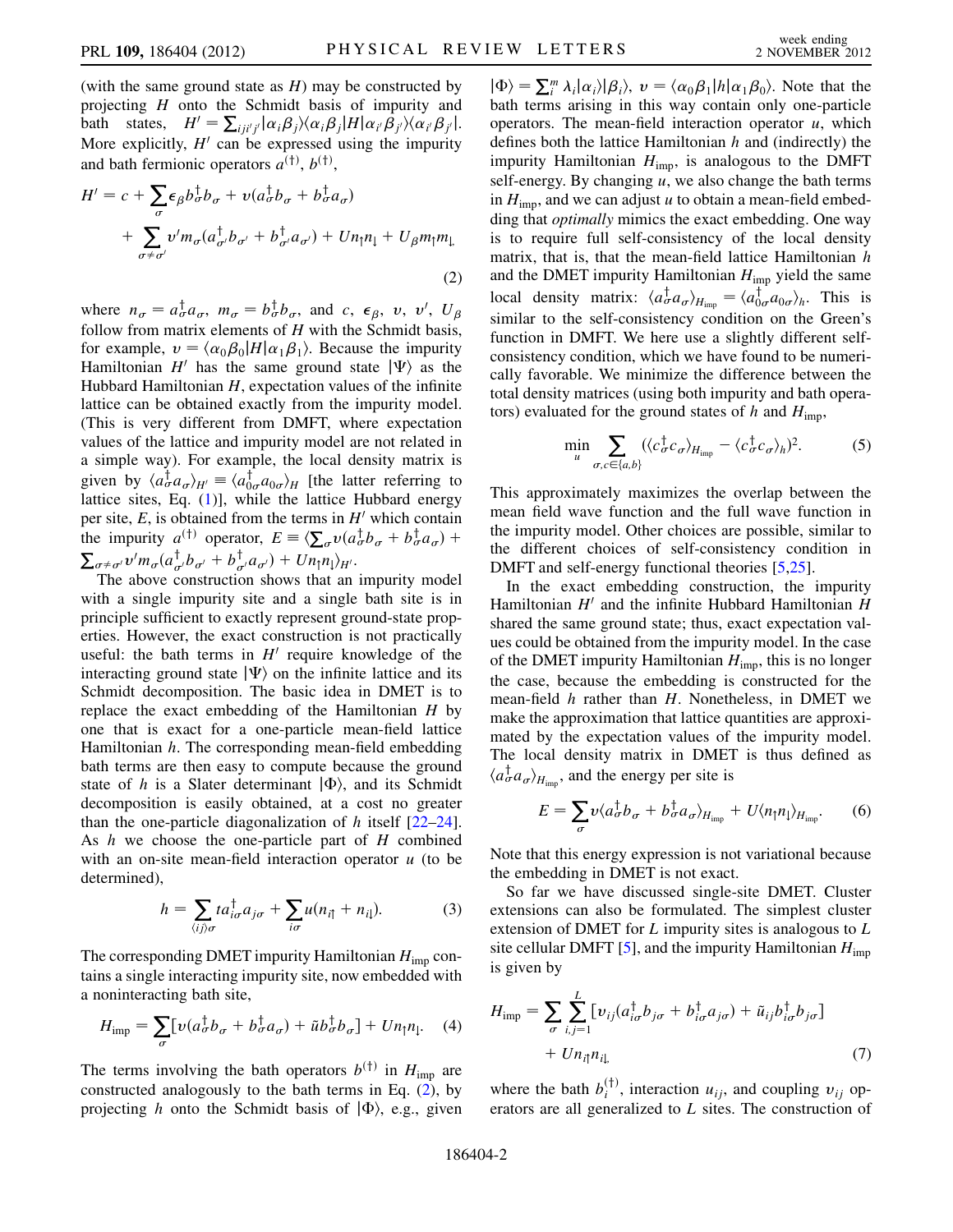(with the same ground state as $H$) may be constructed by projecting $H$ onto the Schmidt basis of impurity and bath states, $H' = \sum_{iji'j'} |\alpha_i \beta_j\rangle\langle\alpha_i \beta_j|H|\alpha_{i'}\beta_{j'}\rangle\langle\alpha_{i'}\beta_{j'}|$. More explicitly, $H'$ can be expressed using the impurity and bath fermionic operators $a^{(\dagger)}$, $b^{(\dagger)}$,

$$H' = c + \sum_{\sigma} \epsilon_\beta b_\sigma^\dagger b_\sigma + v(a_\sigma^\dagger b_\sigma + b_\sigma^\dagger a_\sigma) + \sum_{\sigma \neq \sigma'} v' m_\sigma (a_{\sigma'}^\dagger b_{\sigma'} + b_{\sigma'}^\dagger a_{\sigma'}) + U n_\uparrow n_\downarrow + U_\beta m_\uparrow m_\downarrow \tag{2}$$

where $n_\sigma = a_\sigma^\dagger a_\sigma$, $m_\sigma = b_\sigma^\dagger b_\sigma$, and $c$, $\epsilon_\beta$, $v$, $v'$, $U_\beta$ follow from matrix elements of $H$ with the Schmidt basis, for example, $v = \langle\alpha_0\beta_0|H|\alpha_1\beta_1\rangle$. Because the impurity Hamiltonian $H'$ has the same ground state $|\Psi\rangle$ as the Hubbard Hamiltonian $H$, expectation values of the infinite lattice can be obtained exactly from the impurity model. (This is very different from DMFT, where expectation values of the lattice and impurity model are not related in a simple way). For example, the local density matrix is given by $\langle a_\sigma^\dagger a_\sigma\rangle_{H'} \equiv \langle a_{0\sigma}^\dagger a_{0\sigma}\rangle_H$ [the latter referring to lattice sites, Eq. (1)], while the lattice Hubbard energy per site, $E$, is obtained from the terms in $H'$ which contain the impurity $a^{(\dagger)}$ operator, $E \equiv \langle\sum_\sigma v(a_\sigma^\dagger b_\sigma + b_\sigma^\dagger a_\sigma) + \sum_{\sigma\neq\sigma'} v' m_\sigma (a_{\sigma'}^\dagger b_{\sigma'} + b_{\sigma'}^\dagger a_{\sigma'}) + U n_\uparrow n_\downarrow\rangle_{H'}$.

The above construction shows that an impurity model with a single impurity site and a single bath site is in principle sufficient to exactly represent ground-state properties. However, the exact construction is not practically useful: the bath terms in $H'$ require knowledge of the interacting ground state $|\Psi\rangle$ on the infinite lattice and its Schmidt decomposition. The basic idea in DMET is to replace the exact embedding of the Hamiltonian $H$ by one that is exact for a one-particle mean-field lattice Hamiltonian $h$. The corresponding mean-field embedding bath terms are then easy to compute because the ground state of $h$ is a Slater determinant $|\Phi\rangle$, and its Schmidt decomposition is easily obtained, at a cost no greater than the one-particle diagonalization of $h$ itself [22–24]. As $h$ we choose the one-particle part of $H$ combined with an on-site mean-field interaction operator $u$ (to be determined),

$$h = \sum_{\langle ij\rangle\sigma} t a_{i\sigma}^\dagger a_{j\sigma} + \sum_{i\sigma} u(n_{i\uparrow} + n_{i\downarrow}). \tag{3}$$

The corresponding DMET impurity Hamiltonian $H_{\text{imp}}$ contains a single interacting impurity site, now embedded with a noninteracting bath site,

$$H_{\text{imp}} = \sum_\sigma [v(a_\sigma^\dagger b_\sigma + b_\sigma^\dagger a_\sigma) + \tilde{u} b_\sigma^\dagger b_\sigma] + U n_\uparrow n_\downarrow. \tag{4}$$

The terms involving the bath operators $b^{(\dagger)}$ in $H_{\text{imp}}$ are constructed analogously to the bath terms in Eq. (2), by projecting $h$ onto the Schmidt basis of $|\Phi\rangle$, e.g., given $|\Phi\rangle = \sum_i^m \lambda_i |\alpha_i\rangle|\beta_i\rangle$, $v = \langle\alpha_0\beta_1|h|\alpha_1\beta_0\rangle$. Note that the bath terms arising in this way contain only one-particle operators. The mean-field interaction operator $u$, which defines both the lattice Hamiltonian $h$ and (indirectly) the impurity Hamiltonian $H_{\text{imp}}$, is analogous to the DMFT self-energy. By changing $u$, we also change the bath terms in $H_{\text{imp}}$, and we can adjust $u$ to obtain a mean-field embedding that *optimally* mimics the exact embedding. One way is to require full self-consistency of the local density matrix, that is, that the mean-field lattice Hamiltonian $h$ and the DMET impurity Hamiltonian $H_{\text{imp}}$ yield the same local density matrix: $\langle a_\sigma^\dagger a_\sigma\rangle_{H_{\text{imp}}} = \langle a_{0\sigma}^\dagger a_{0\sigma}\rangle_h$. This is similar to the self-consistency condition on the Green's function in DMFT. We here use a slightly different self-consistency condition, which we have found to be numerically favorable. We minimize the difference between the total density matrices (using both impurity and bath operators) evaluated for the ground states of $h$ and $H_{\text{imp}}$,

$$\min_u \sum_{\sigma, c\in\{a,b\}} (\langle c_\sigma^\dagger c_\sigma\rangle_{H_{\text{imp}}} - \langle c_\sigma^\dagger c_\sigma\rangle_h)^2. \tag{5}$$

This approximately maximizes the overlap between the mean field wave function and the full wave function in the impurity model. Other choices are possible, similar to the different choices of self-consistency condition in DMFT and self-energy functional theories [5,25].

In the exact embedding construction, the impurity Hamiltonian $H'$ and the infinite Hubbard Hamiltonian $H$ shared the same ground state; thus, exact expectation values could be obtained from the impurity model. In the case of the DMET impurity Hamiltonian $H_{\text{imp}}$, this is no longer the case, because the embedding is constructed for the mean-field $h$ rather than $H$. Nonetheless, in DMET we make the approximation that lattice quantities are approximated by the expectation values of the impurity model. The local density matrix in DMET is thus defined as $\langle a_\sigma^\dagger a_\sigma\rangle_{H_{\text{imp}}}$, and the energy per site is

$$E = \sum_\sigma v\langle a_\sigma^\dagger b_\sigma + b_\sigma^\dagger a_\sigma\rangle_{H_{\text{imp}}} + U\langle n_\uparrow n_\downarrow\rangle_{H_{\text{imp}}}. \tag{6}$$

Note that this energy expression is not variational because the embedding in DMET is not exact.

So far we have discussed single-site DMET. Cluster extensions can also be formulated. The simplest cluster extension of DMET for $L$ impurity sites is analogous to $L$ site cellular DMFT [5], and the impurity Hamiltonian $H_{\text{imp}}$ is given by

$$H_{\text{imp}} = \sum_\sigma \sum_{i,j=1}^{L} [v_{ij}(a_{i\sigma}^\dagger b_{j\sigma} + b_{i\sigma}^\dagger a_{j\sigma}) + \tilde{u}_{ij} b_{i\sigma}^\dagger b_{j\sigma}] + U n_{i\uparrow} n_{i\downarrow}, \tag{7}$$

where the bath $b_i^{(\dagger)}$, interaction $u_{ij}$, and coupling $v_{ij}$ operators are all generalized to $L$ sites. The construction of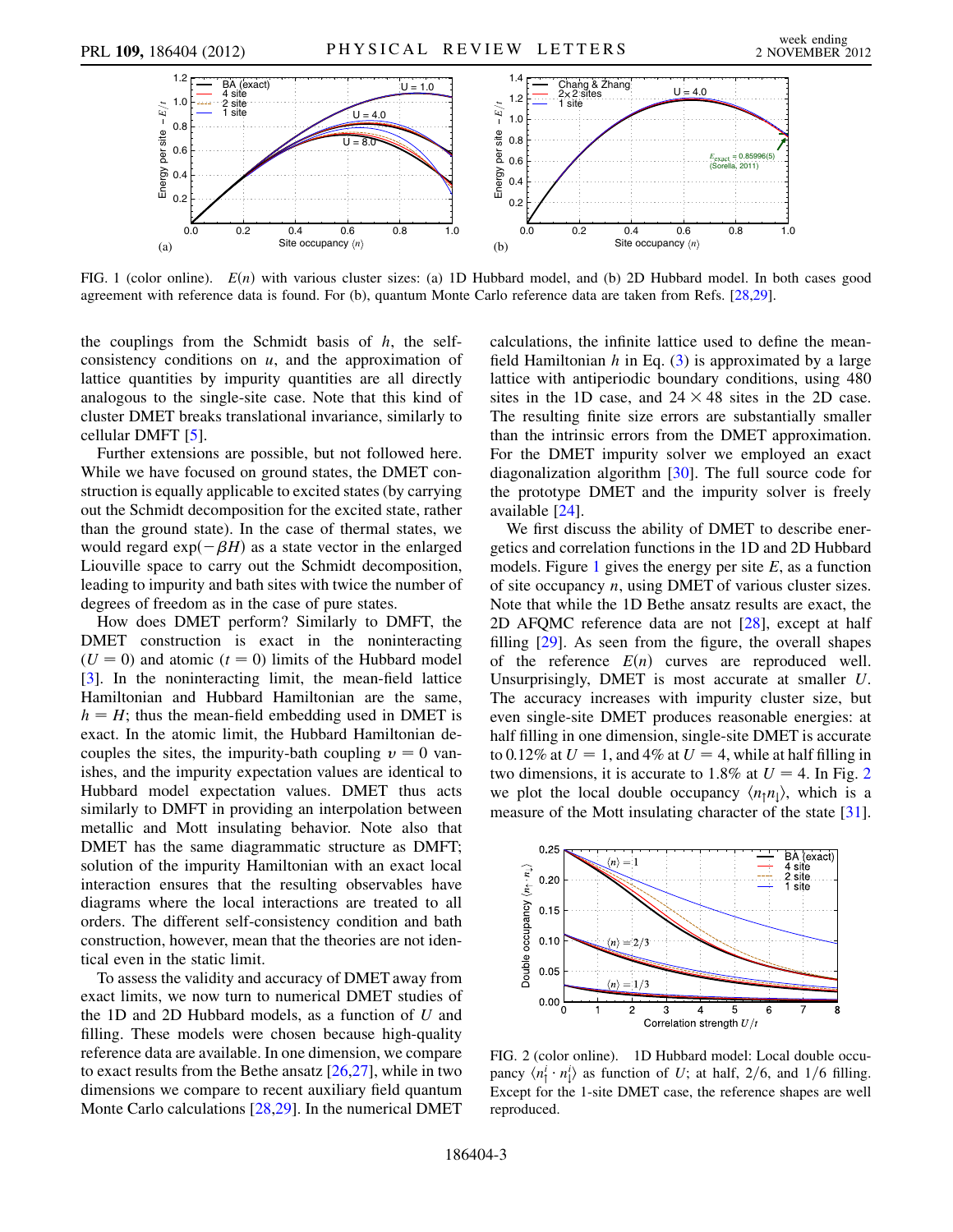FIG. 1 (color online). $E(n)$ with various cluster sizes: (a) 1D Hubbard model, and (b) 2D Hubbard model. In both cases good agreement with reference data is found. For (b), quantum Monte Carlo reference data are taken from Refs. [28,29].

the couplings from the Schmidt basis of $h$, the self-consistency conditions on $u$, and the approximation of lattice quantities by impurity quantities are all directly analogous to the single-site case. Note that this kind of cluster DMET breaks translational invariance, similarly to cellular DMFT [5].

Further extensions are possible, but not followed here. While we have focused on ground states, the DMET construction is equally applicable to excited states (by carrying out the Schmidt decomposition for the excited state, rather than the ground state). In the case of thermal states, we would regard $\exp(-\beta H)$ as a state vector in the enlarged Liouville space to carry out the Schmidt decomposition, leading to impurity and bath sites with twice the number of degrees of freedom as in the case of pure states.

How does DMET perform? Similarly to DMFT, the DMET construction is exact in the noninteracting ($U = 0$) and atomic ($t = 0$) limits of the Hubbard model [3]. In the noninteracting limit, the mean-field lattice Hamiltonian and Hubbard Hamiltonian are the same, $h = H$; thus the mean-field embedding used in DMET is exact. In the atomic limit, the Hubbard Hamiltonian decouples the sites, the impurity-bath coupling $v = 0$ vanishes, and the impurity expectation values are identical to Hubbard model expectation values. DMET thus acts similarly to DMFT in providing an interpolation between metallic and Mott insulating behavior. Note also that DMET has the same diagrammatic structure as DMFT; solution of the impurity Hamiltonian with an exact local interaction ensures that the resulting observables have diagrams where the local interactions are treated to all orders. The different self-consistency condition and bath construction, however, mean that the theories are not identical even in the static limit.

To assess the validity and accuracy of DMET away from exact limits, we now turn to numerical DMET studies of the 1D and 2D Hubbard models, as a function of $U$ and filling. These models were chosen because high-quality reference data are available. In one dimension, we compare to exact results from the Bethe ansatz [26,27], while in two dimensions we compare to recent auxiliary field quantum Monte Carlo calculations [28,29]. In the numerical DMET calculations, the infinite lattice used to define the mean-field Hamiltonian $h$ in Eq. (3) is approximated by a large lattice with antiperiodic boundary conditions, using 480 sites in the 1D case, and $24 \times 48$ sites in the 2D case. The resulting finite size errors are substantially smaller than the intrinsic errors from the DMET approximation. For the DMET impurity solver we employed an exact diagonalization algorithm [30]. The full source code for the prototype DMET and the impurity solver is freely available [24].

We first discuss the ability of DMET to describe energetics and correlation functions in the 1D and 2D Hubbard models. Figure 1 gives the energy per site $E$, as a function of site occupancy $n$, using DMET of various cluster sizes. Note that while the 1D Bethe ansatz results are exact, the 2D AFQMC reference data are not [28], except at half filling [29]. As seen from the figure, the overall shapes of the reference $E(n)$ curves are reproduced well. Unsurprisingly, DMET is most accurate at smaller $U$. The accuracy increases with impurity cluster size, but even single-site DMET produces reasonable energies: at half filling in one dimension, single-site DMET is accurate to 0.12% at $U = 1$, and 4% at $U = 4$, while at half filling in two dimensions, it is accurate to 1.8% at $U = 4$. In Fig. 2 we plot the local double occupancy $\langle n_\uparrow n_\downarrow \rangle$, which is a measure of the Mott insulating character of the state [31].

FIG. 2 (color online). 1D Hubbard model: Local double occupancy $\langle n^i_\uparrow \cdot n^i_\downarrow \rangle$ as function of $U$; at half, 2/6, and 1/6 filling. Except for the 1-site DMET case, the reference shapes are well reproduced.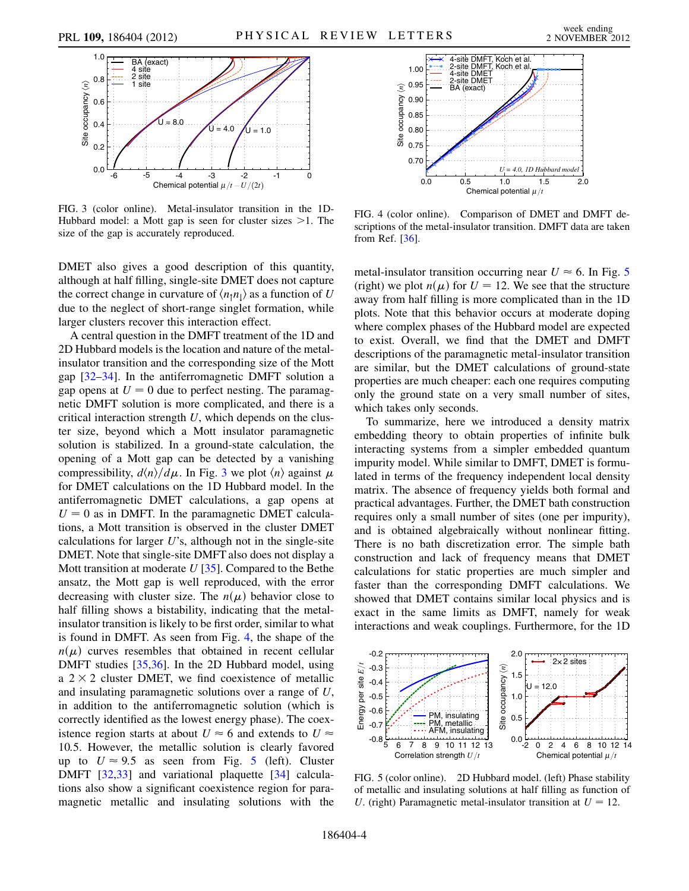FIG. 3 (color online). Metal-insulator transition in the 1D-Hubbard model: a Mott gap is seen for cluster sizes >1. The size of the gap is accurately reproduced.

FIG. 4 (color online). Comparison of DMET and DMFT descriptions of the metal-insulator transition. DMFT data are taken from Ref. [36].

DMET also gives a good description of this quantity, although at half filling, single-site DMET does not capture the correct change in curvature of $\langle n_\uparrow n_\downarrow \rangle$ as a function of $U$ due to the neglect of short-range singlet formation, while larger clusters recover this interaction effect.

A central question in the DMFT treatment of the 1D and 2D Hubbard models is the location and nature of the metal-insulator transition and the corresponding size of the Mott gap [32–34]. In the antiferromagnetic DMFT solution a gap opens at $U = 0$ due to perfect nesting. The paramagnetic DMFT solution is more complicated, and there is a critical interaction strength $U$, which depends on the cluster size, beyond which a Mott insulator paramagnetic solution is stabilized. In a ground-state calculation, the opening of a Mott gap can be detected by a vanishing compressibility, $d\langle n \rangle / d\mu$. In Fig. 3 we plot $\langle n \rangle$ against $\mu$ for DMET calculations on the 1D Hubbard model. In the antiferromagnetic DMET calculations, a gap opens at $U = 0$ as in DMFT. In the paramagnetic DMET calculations, a Mott transition is observed in the cluster DMET calculations for larger $U$'s, although not in the single-site DMET. Note that single-site DMFT also does not display a Mott transition at moderate $U$ [35]. Compared to the Bethe ansatz, the Mott gap is well reproduced, with the error decreasing with cluster size. The $n(\mu)$ behavior close to half filling shows a bistability, indicating that the metal-insulator transition is likely to be first order, similar to what is found in DMFT. As seen from Fig. 4, the shape of the $n(\mu)$ curves resembles that obtained in recent cellular DMFT studies [35,36]. In the 2D Hubbard model, using a $2 \times 2$ cluster DMET, we find coexistence of metallic and insulating paramagnetic solutions over a range of $U$, in addition to the antiferromagnetic solution (which is correctly identified as the lowest energy phase). The coexistence region starts at about $U \approx 6$ and extends to $U \approx 10.5$. However, the metallic solution is clearly favored up to $U \approx 9.5$ as seen from Fig. 5 (left). Cluster DMFT [32,33] and variational plaquette [34] calculations also show a significant coexistence region for paramagnetic metallic and insulating solutions with the metal-insulator transition occurring near $U \approx 6$. In Fig. 5 (right) we plot $n(\mu)$ for $U = 12$. We see that the structure away from half filling is more complicated than in the 1D plots. Note that this behavior occurs at moderate doping where complex phases of the Hubbard model are expected to exist. Overall, we find that the DMET and DMFT descriptions of the paramagnetic metal-insulator transition are similar, but the DMET calculations of ground-state properties are much cheaper: each one requires computing only the ground state on a very small number of sites, which takes only seconds.

To summarize, here we introduced a density matrix embedding theory to obtain properties of infinite bulk interacting systems from a simpler embedded quantum impurity model. While similar to DMFT, DMET is formulated in terms of the frequency independent local density matrix. The absence of frequency yields both formal and practical advantages. Further, the DMET bath construction requires only a small number of sites (one per impurity), and is obtained algebraically without nonlinear fitting. There is no bath discretization error. The simple bath construction and lack of frequency means that DMET calculations for static properties are much simpler and faster than the corresponding DMFT calculations. We showed that DMET contains similar local physics and is exact in the same limits as DMFT, namely for weak interactions and weak couplings. Furthermore, for the 1D

FIG. 5 (color online). 2D Hubbard model. (left) Phase stability of metallic and insulating solutions at half filling as function of $U$. (right) Paramagnetic metal-insulator transition at $U = 12$.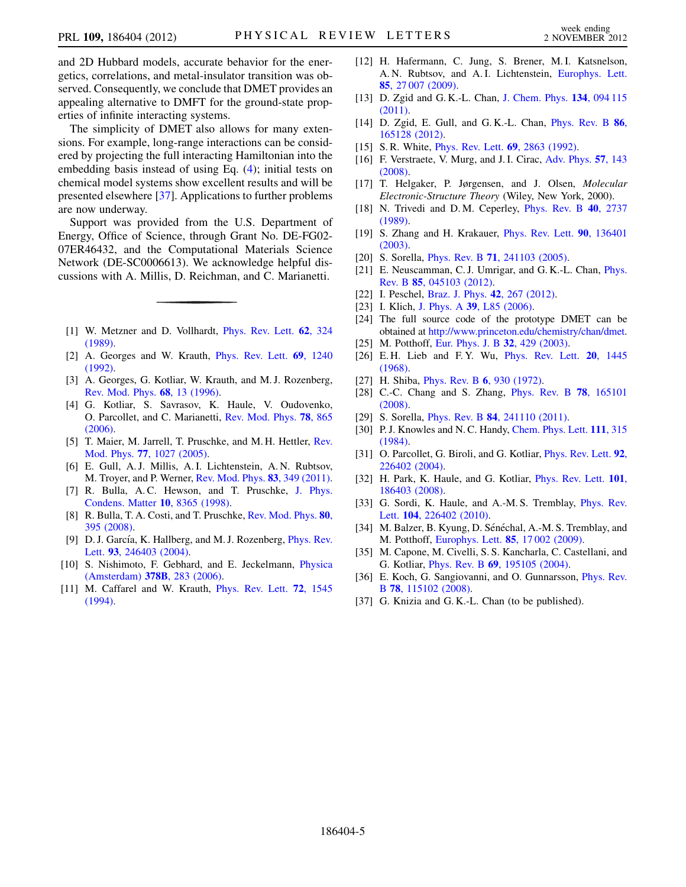and 2D Hubbard models, accurate behavior for the energetics, correlations, and metal-insulator transition was observed. Consequently, we conclude that DMET provides an appealing alternative to DMFT for the ground-state properties of infinite interacting systems.

The simplicity of DMET also allows for many extensions. For example, long-range interactions can be considered by projecting the full interacting Hamiltonian into the embedding basis instead of using Eq. (4); initial tests on chemical model systems show excellent results and will be presented elsewhere [37]. Applications to further problems are now underway.

Support was provided from the U.S. Department of Energy, Office of Science, through Grant No. DE-FG02-07ER46432, and the Computational Materials Science Network (DE-SC0006613). We acknowledge helpful discussions with A. Millis, D. Reichman, and C. Marianetti.

---

[1] W. Metzner and D. Vollhardt, Phys. Rev. Lett. **62**, 324 (1989).

[2] A. Georges and W. Krauth, Phys. Rev. Lett. **69**, 1240 (1992).

[3] A. Georges, G. Kotliar, W. Krauth, and M. J. Rozenberg, Rev. Mod. Phys. **68**, 13 (1996).

[4] G. Kotliar, S. Savrasov, K. Haule, V. Oudovenko, O. Parcollet, and C. Marianetti, Rev. Mod. Phys. **78**, 865 (2006).

[5] T. Maier, M. Jarrell, T. Pruschke, and M. H. Hettler, Rev. Mod. Phys. **77**, 1027 (2005).

[6] E. Gull, A. J. Millis, A. I. Lichtenstein, A. N. Rubtsov, M. Troyer, and P. Werner, Rev. Mod. Phys. **83**, 349 (2011).

[7] R. Bulla, A. C. Hewson, and T. Pruschke, J. Phys. Condens. Matter **10**, 8365 (1998).

[8] R. Bulla, T. A. Costi, and T. Pruschke, Rev. Mod. Phys. **80**, 395 (2008).

[9] D. J. García, K. Hallberg, and M. J. Rozenberg, Phys. Rev. Lett. **93**, 246403 (2004).

[10] S. Nishimoto, F. Gebhard, and E. Jeckelmann, Physica (Amsterdam) **378B**, 283 (2006).

[11] M. Caffarel and W. Krauth, Phys. Rev. Lett. **72**, 1545 (1994).

[12] H. Hafermann, C. Jung, S. Brener, M. I. Katsnelson, A. N. Rubtsov, and A. I. Lichtenstein, Europhys. Lett. **85**, 27 007 (2009).

[13] D. Zgid and G. K.-L. Chan, J. Chem. Phys. **134**, 094 115 (2011).

[14] D. Zgid, E. Gull, and G. K.-L. Chan, Phys. Rev. B **86**, 165128 (2012).

[15] S. R. White, Phys. Rev. Lett. **69**, 2863 (1992).

[16] F. Verstraete, V. Murg, and J. I. Cirac, Adv. Phys. **57**, 143 (2008).

[17] T. Helgaker, P. Jørgensen, and J. Olsen, *Molecular Electronic-Structure Theory* (Wiley, New York, 2000).

[18] N. Trivedi and D. M. Ceperley, Phys. Rev. B **40**, 2737 (1989).

[19] S. Zhang and H. Krakauer, Phys. Rev. Lett. **90**, 136401 (2003).

[20] S. Sorella, Phys. Rev. B **71**, 241103 (2005).

[21] E. Neuscamman, C. J. Umrigar, and G. K.-L. Chan, Phys. Rev. B **85**, 045103 (2012).

[22] I. Peschel, Braz. J. Phys. **42**, 267 (2012).

[23] I. Klich, J. Phys. A **39**, L85 (2006).

[24] The full source code of the prototype DMET can be obtained at http://www.princeton.edu/chemistry/chan/dmet.

[25] M. Potthoff, Eur. Phys. J. B **32**, 429 (2003).

[26] E. H. Lieb and F. Y. Wu, Phys. Rev. Lett. **20**, 1445 (1968).

[27] H. Shiba, Phys. Rev. B **6**, 930 (1972).

[28] C.-C. Chang and S. Zhang, Phys. Rev. B **78**, 165101 (2008).

[29] S. Sorella, Phys. Rev. B **84**, 241110 (2011).

[30] P. J. Knowles and N. C. Handy, Chem. Phys. Lett. **111**, 315 (1984).

[31] O. Parcollet, G. Biroli, and G. Kotliar, Phys. Rev. Lett. **92**, 226402 (2004).

[32] H. Park, K. Haule, and G. Kotliar, Phys. Rev. Lett. **101**, 186403 (2008).

[33] G. Sordi, K. Haule, and A.-M. S. Tremblay, Phys. Rev. Lett. **104**, 226402 (2010).

[34] M. Balzer, B. Kyung, D. Sénéchal, A.-M. S. Tremblay, and M. Potthoff, Europhys. Lett. **85**, 17 002 (2009).

[35] M. Capone, M. Civelli, S. S. Kancharla, C. Castellani, and G. Kotliar, Phys. Rev. B **69**, 195105 (2004).

[36] E. Koch, G. Sangiovanni, and O. Gunnarsson, Phys. Rev. B **78**, 115102 (2008).

[37] G. Knizia and G. K.-L. Chan (to be published).